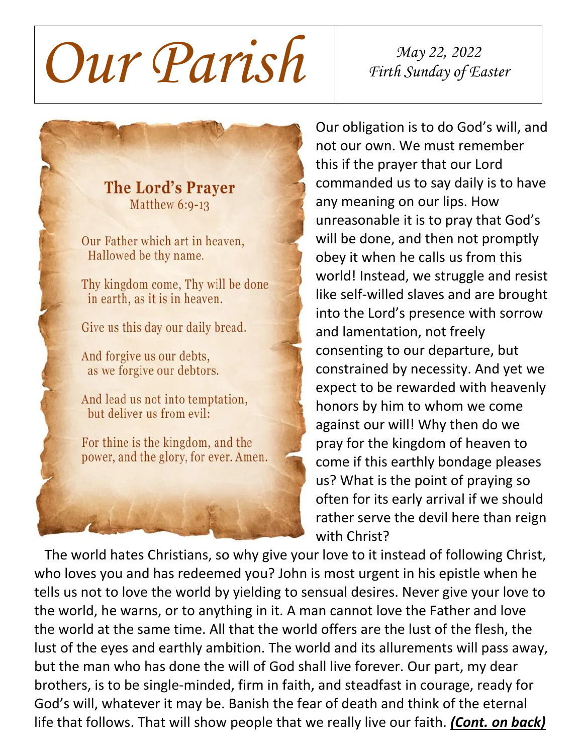# Our Parish

*May 22, 2022*
*Firth Sunday of Easter*

**The Lord's Prayer**
Matthew 6:9-13

Our Father which art in heaven,
Hallowed be thy name.

Thy kingdom come, Thy will be done
in earth, as it is in heaven.

Give us this day our daily bread.

And forgive us our debts,
as we forgive our debtors.

And lead us not into temptation,
but deliver us from evil:

For thine is the kingdom, and the
power, and the glory, for ever. Amen.

Our obligation is to do God's will, and not our own. We must remember this if the prayer that our Lord commanded us to say daily is to have any meaning on our lips. How unreasonable it is to pray that God's will be done, and then not promptly obey it when he calls us from this world! Instead, we struggle and resist like self-willed slaves and are brought into the Lord's presence with sorrow and lamentation, not freely consenting to our departure, but constrained by necessity. And yet we expect to be rewarded with heavenly honors by him to whom we come against our will! Why then do we pray for the kingdom of heaven to come if this earthly bondage pleases us? What is the point of praying so often for its early arrival if we should rather serve the devil here than reign with Christ?

The world hates Christians, so why give your love to it instead of following Christ, who loves you and has redeemed you? John is most urgent in his epistle when he tells us not to love the world by yielding to sensual desires. Never give your love to the world, he warns, or to anything in it. A man cannot love the Father and love the world at the same time. All that the world offers are the lust of the flesh, the lust of the eyes and earthly ambition. The world and its allurements will pass away, but the man who has done the will of God shall live forever. Our part, my dear brothers, is to be single-minded, firm in faith, and steadfast in courage, ready for God's will, whatever it may be. Banish the fear of death and think of the eternal life that follows. That will show people that we really live our faith. ***(Cont. on back)***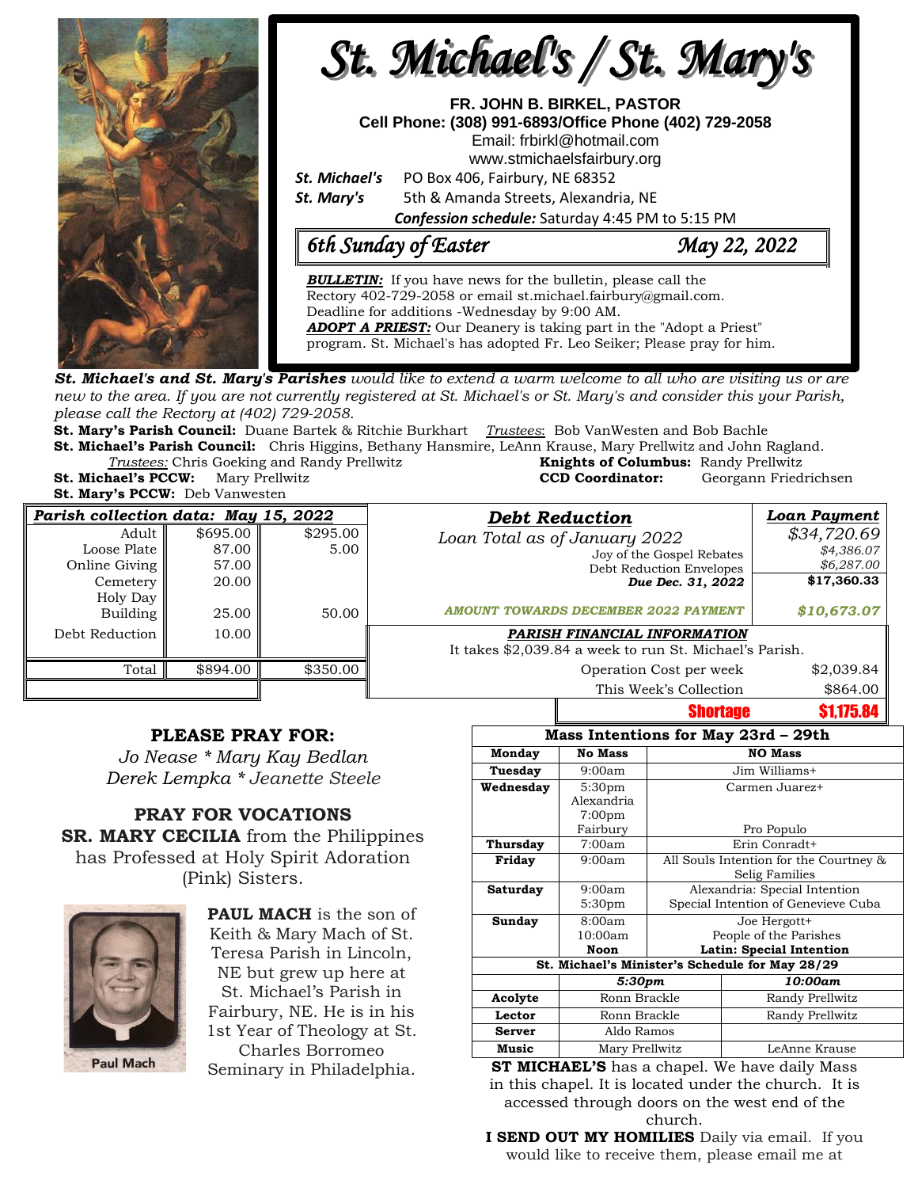# St. Michael's / St. Mary's

**FR. JOHN B. BIRKEL, PASTOR**
**Cell Phone: (308) 991-6893/Office Phone (402) 729-2058**
Email: frbirkl@hotmail.com
www.stmichaelsfairbury.org

***St. Michael's*** PO Box 406, Fairbury, NE 68352
***St. Mary's*** 5th & Amanda Streets, Alexandria, NE

***Confession schedule:*** Saturday 4:45 PM to 5:15 PM

## *6th Sunday of Easter* — *May 22, 2022*

***BULLETIN:*** If you have news for the bulletin, please call the Rectory 402-729-2058 or email st.michael.fairbury@gmail.com. Deadline for additions -Wednesday by 9:00 AM.

***ADOPT A PRIEST:*** Our Deanery is taking part in the "Adopt a Priest" program. St. Michael's has adopted Fr. Leo Seiker; Please pray for him.

*St. Michael's and St. Mary's Parishes would like to extend a warm welcome to all who are visiting us or are new to the area. If you are not currently registered at St. Michael's or St. Mary's and consider this your Parish, please call the Rectory at (402) 729-2058.*

**St. Mary's Parish Council:** Duane Bartek & Ritchie Burkhart *Trustees*: Bob VanWesten and Bob Bachle
**St. Michael's Parish Council:** Chris Higgins, Bethany Hansmire, LeAnn Krause, Mary Prellwitz and John Ragland.
*Trustees:* Chris Goeking and Randy Prellwitz
**Knights of Columbus:** Randy Prellwitz
**St. Michael's PCCW:** Mary Prellwitz
**CCD Coordinator:** Georgann Friedrichsen
**St. Mary's PCCW:** Deb Vanwesten

| *Parish collection data: May 15, 2022* | | |
|---|---|---|
| Adult | $695.00 | $295.00 |
| Loose Plate | 87.00 | 5.00 |
| Online Giving | 57.00 | |
| Cemetery | 20.00 | |
| Holy Day | | |
| Building | 25.00 | 50.00 |
| Debt Reduction | 10.00 | |
| Total | $894.00 | $350.00 |

| *Debt Reduction* | *Loan Payment* |
|---|---|
| Loan Total as of January 2022 | $34,720.69 |
| Joy of the Gospel Rebates | $4,386.07 |
| Debt Reduction Envelopes | $6,287.00 |
| *Due Dec. 31, 2022* | $17,360.33 |
| *AMOUNT TOWARDS DECEMBER 2022 PAYMENT* | *$10,673.07* |

***PARISH FINANCIAL INFORMATION***
It takes $2,039.84 a week to run St. Michael's Parish.

| | |
|---|---|
| Operation Cost per week | $2,039.84 |
| This Week's Collection | $864.00 |
| **Shortage** | **$1,175.84** |

### PLEASE PRAY FOR:

*Jo Nease * Mary Kay Bedlan*
*Derek Lempka * Jeanette Steele*

### PRAY FOR VOCATIONS

**SR. MARY CECILIA** from the Philippines has Professed at Holy Spirit Adoration (Pink) Sisters.

Paul Mach

**PAUL MACH** is the son of Keith & Mary Mach of St. Teresa Parish in Lincoln, NE but grew up here at St. Michael's Parish in Fairbury, NE. He is in his 1st Year of Theology at St. Charles Borromeo Seminary in Philadelphia.

| Mass Intentions for May 23rd – 29th | | |
|---|---|---|
| **Monday** | **No Mass** | **NO Mass** |
| **Tuesday** | 9:00am | Jim Williams+ |
| **Wednesday** | 5:30pm Alexandria<br>7:00pm Fairbury | Carmen Juarez+<br>Pro Populo |
| **Thursday** | 7:00am | Erin Conradt+ |
| **Friday** | 9:00am | All Souls Intention for the Courtney & Selig Families |
| **Saturday** | 9:00am<br>5:30pm | Alexandria: Special Intention<br>Special Intention of Genevieve Cuba |
| **Sunday** | 8:00am<br>10:00am<br>**Noon** | Joe Hergott+<br>People of the Parishes<br>**Latin: Special Intention** |

| St. Michael's Minister's Schedule for May 28/29 | | |
|---|---|---|
| | ***5:30pm*** | ***10:00am*** |
| **Acolyte** | Ronn Brackle | Randy Prellwitz |
| **Lector** | Ronn Brackle | Randy Prellwitz |
| **Server** | Aldo Ramos | |
| **Music** | Mary Prellwitz | LeAnne Krause |

**ST MICHAEL'S** has a chapel. We have daily Mass in this chapel. It is located under the church. It is accessed through doors on the west end of the church.

**I SEND OUT MY HOMILIES** Daily via email. If you would like to receive them, please email me at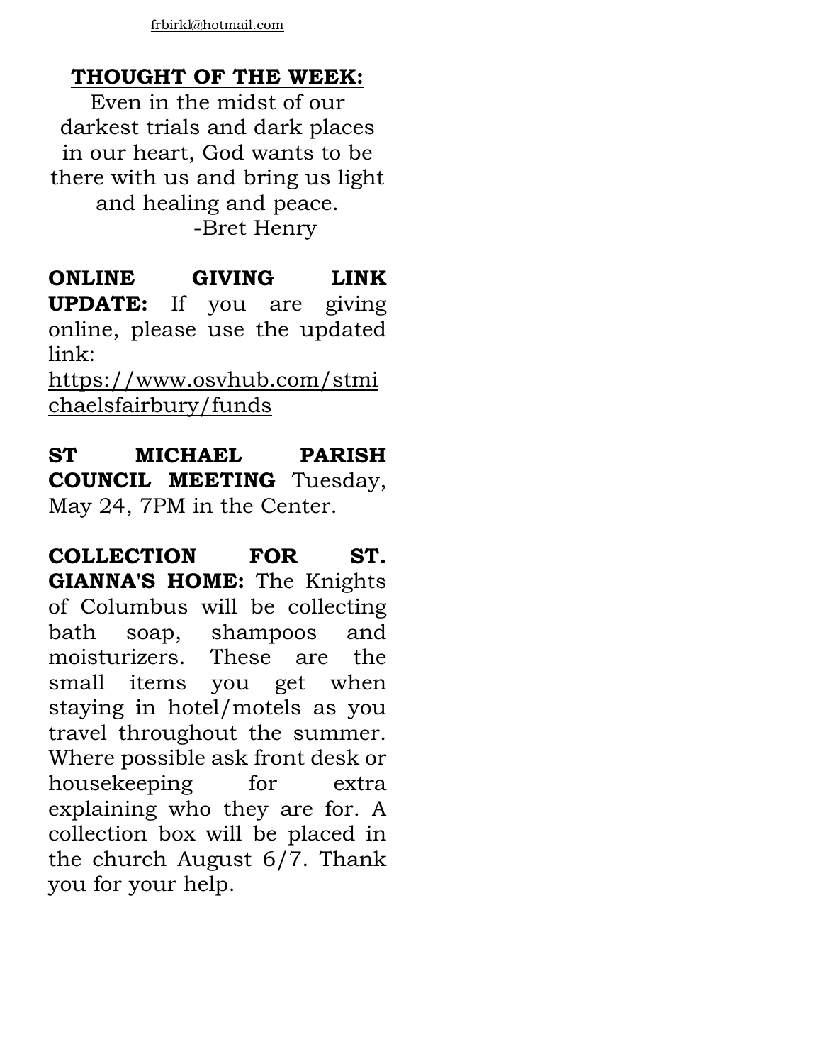frbirkl@hotmail.com

## THOUGHT OF THE WEEK:

Even in the midst of our darkest trials and dark places in our heart, God wants to be there with us and bring us light and healing and peace.
-Bret Henry

**ONLINE GIVING LINK UPDATE:** If you are giving online, please use the updated link: https://www.osvhub.com/stmichaelsfairbury/funds

**ST MICHAEL PARISH COUNCIL MEETING** Tuesday, May 24, 7PM in the Center.

**COLLECTION FOR ST. GIANNA'S HOME:** The Knights of Columbus will be collecting bath soap, shampoos and moisturizers. These are the small items you get when staying in hotel/motels as you travel throughout the summer. Where possible ask front desk or housekeeping for extra explaining who they are for. A collection box will be placed in the church August 6/7. Thank you for your help.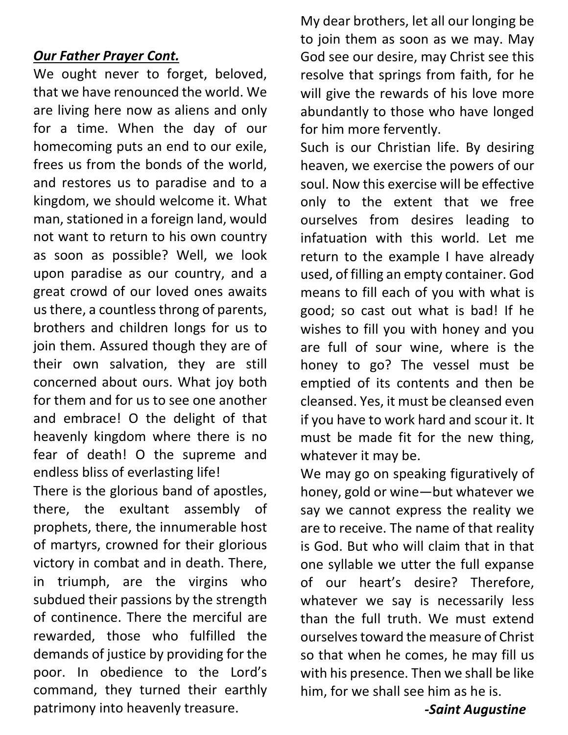***Our Father Prayer Cont.***

We ought never to forget, beloved, that we have renounced the world. We are living here now as aliens and only for a time. When the day of our homecoming puts an end to our exile, frees us from the bonds of the world, and restores us to paradise and to a kingdom, we should welcome it. What man, stationed in a foreign land, would not want to return to his own country as soon as possible? Well, we look upon paradise as our country, and a great crowd of our loved ones awaits us there, a countless throng of parents, brothers and children longs for us to join them. Assured though they are of their own salvation, they are still concerned about ours. What joy both for them and for us to see one another and embrace! O the delight of that heavenly kingdom where there is no fear of death! O the supreme and endless bliss of everlasting life!

There is the glorious band of apostles, there, the exultant assembly of prophets, there, the innumerable host of martyrs, crowned for their glorious victory in combat and in death. There, in triumph, are the virgins who subdued their passions by the strength of continence. There the merciful are rewarded, those who fulfilled the demands of justice by providing for the poor. In obedience to the Lord's command, they turned their earthly patrimony into heavenly treasure.

My dear brothers, let all our longing be to join them as soon as we may. May God see our desire, may Christ see this resolve that springs from faith, for he will give the rewards of his love more abundantly to those who have longed for him more fervently.

Such is our Christian life. By desiring heaven, we exercise the powers of our soul. Now this exercise will be effective only to the extent that we free ourselves from desires leading to infatuation with this world. Let me return to the example I have already used, of filling an empty container. God means to fill each of you with what is good; so cast out what is bad! If he wishes to fill you with honey and you are full of sour wine, where is the honey to go? The vessel must be emptied of its contents and then be cleansed. Yes, it must be cleansed even if you have to work hard and scour it. It must be made fit for the new thing, whatever it may be.

We may go on speaking figuratively of honey, gold or wine—but whatever we say we cannot express the reality we are to receive. The name of that reality is God. But who will claim that in that one syllable we utter the full expanse of our heart's desire? Therefore, whatever we say is necessarily less than the full truth. We must extend ourselves toward the measure of Christ so that when he comes, he may fill us with his presence. Then we shall be like him, for we shall see him as he is.

***-Saint Augustine***